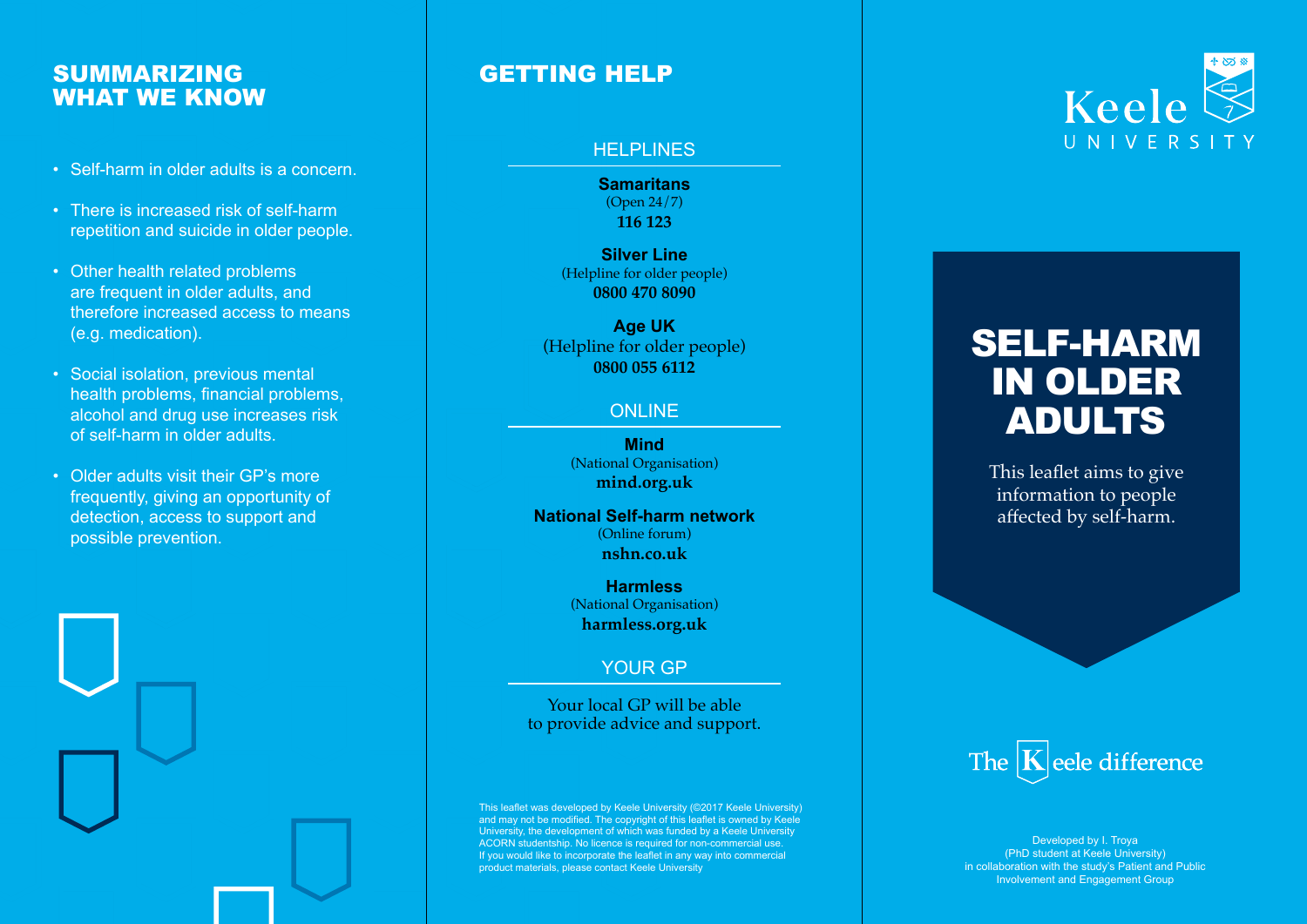## SUMMARIZING WHAT WE KNOW

- Self-harm in older adults is a concern.
- There is increased risk of self-harm repetition and suicide in older people.
- Other health related problems are frequent in older adults, and therefore increased access to means (e.g. medication).
- Social isolation, previous mental health problems, financial problems, alcohol and drug use increases risk of self-harm in older adults.
- Older adults visit their GP's more frequently, giving an opportunity of detection, access to support and possible prevention.

## GETTING HELP

### HELPLINES

**Samaritans**
(Open 24/7)
**116 123**

**Silver Line**
(Helpline for older people)
**0800 470 8090**

**Age UK**
(Helpline for older people)
**0800 055 6112**

### ONLINE

**Mind**
(National Organisation)
**mind.org.uk**

**National Self-harm network**
(Online forum)
**nshn.co.uk**

**Harmless**
(National Organisation)
**harmless.org.uk**

### YOUR GP

Your local GP will be able to provide advice and support.

This leaflet was developed by Keele University (©2017 Keele University) and may not be modified. The copyright of this leaflet is owned by Keele University, the development of which was funded by a Keele University ACORN studentship. No licence is required for non-commercial use. If you would like to incorporate the leaflet in any way into commercial product materials, please contact Keele University

Keele UNIVERSITY

# SELF-HARM IN OLDER ADULTS

This leaflet aims to give information to people affected by self-harm.

The Keele difference

Developed by I. Troya
(PhD student at Keele University)
in collaboration with the study's Patient and Public Involvement and Engagement Group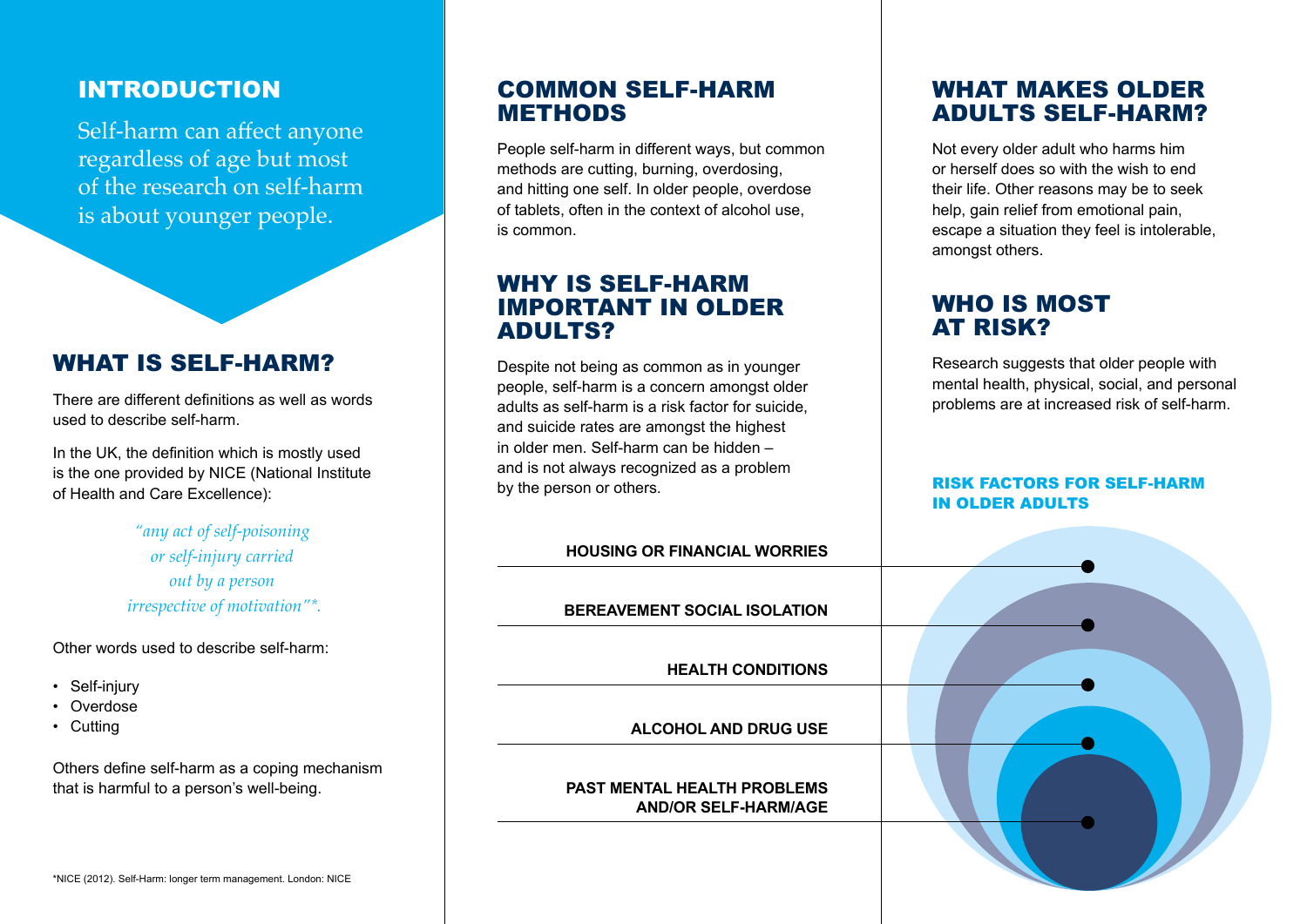## INTRODUCTION

Self-harm can affect anyone regardless of age but most of the research on self-harm is about younger people.

## WHAT IS SELF-HARM?

There are different definitions as well as words used to describe self-harm.

In the UK, the definition which is mostly used is the one provided by NICE (National Institute of Health and Care Excellence):

> *"any act of self-poisoning or self-injury carried out by a person irrespective of motivation"\*.*

Other words used to describe self-harm:

- Self-injury
- Overdose
- Cutting

Others define self-harm as a coping mechanism that is harmful to a person's well-being.

\*NICE (2012). Self-Harm: longer term management. London: NICE

## COMMON SELF-HARM METHODS

People self-harm in different ways, but common methods are cutting, burning, overdosing, and hitting one self. In older people, overdose of tablets, often in the context of alcohol use, is common.

## WHY IS SELF-HARM IMPORTANT IN OLDER ADULTS?

Despite not being as common as in younger people, self-harm is a concern amongst older adults as self-harm is a risk factor for suicide, and suicide rates are amongst the highest in older men. Self-harm can be hidden – and is not always recognized as a problem by the person or others.

## WHAT MAKES OLDER ADULTS SELF-HARM?

Not every older adult who harms him or herself does so with the wish to end their life. Other reasons may be to seek help, gain relief from emotional pain, escape a situation they feel is intolerable, amongst others.

## WHO IS MOST AT RISK?

Research suggests that older people with mental health, physical, social, and personal problems are at increased risk of self-harm.

### RISK FACTORS FOR SELF-HARM IN OLDER ADULTS

HOUSING OR FINANCIAL WORRIES

BEREAVEMENT SOCIAL ISOLATION

HEALTH CONDITIONS

ALCOHOL AND DRUG USE

PAST MENTAL HEALTH PROBLEMS AND/OR SELF-HARM/AGE